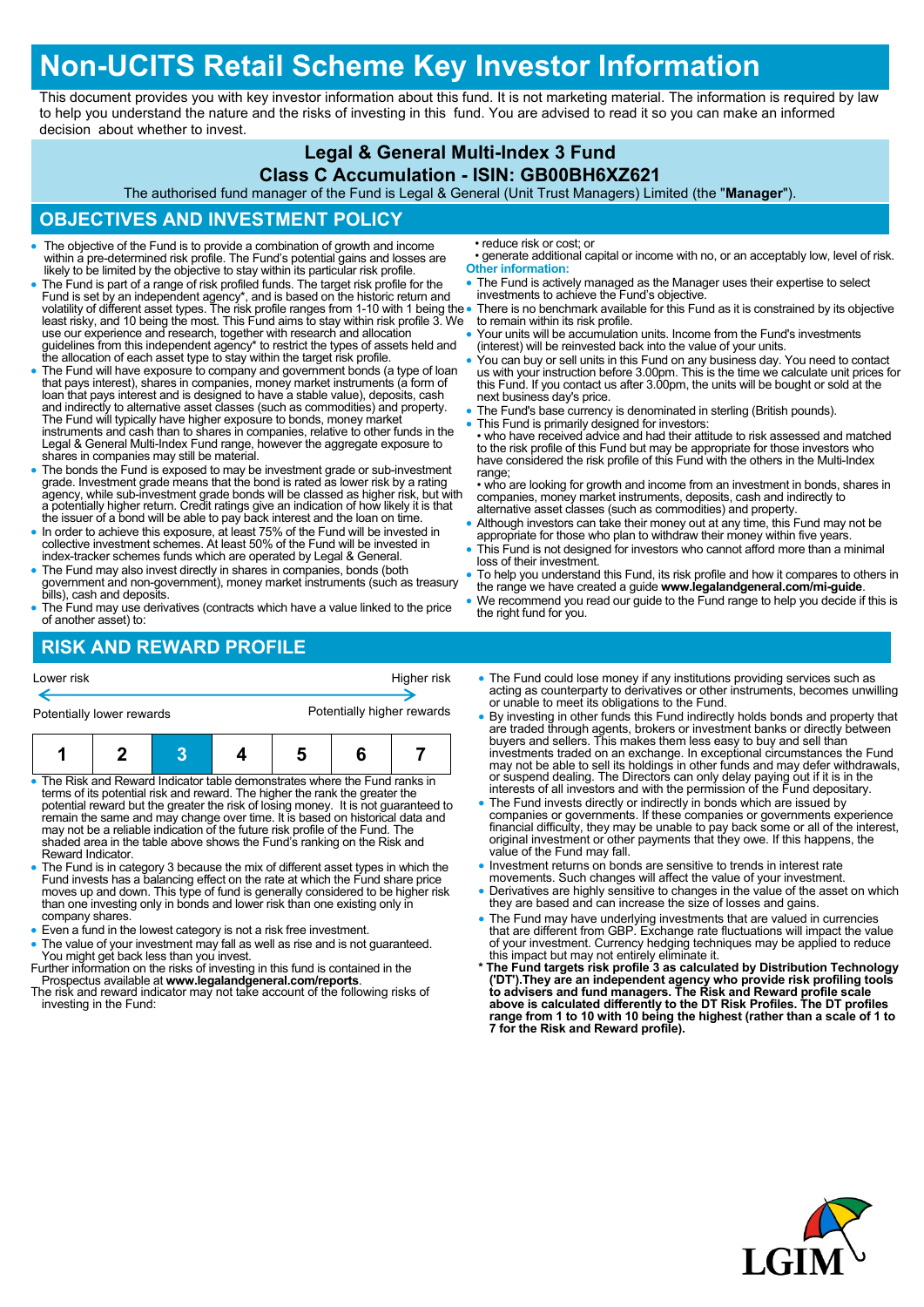# Non-UCITS Retail Scheme Key Investor Information

This document provides you with key investor information about this fund. It is not marketing material. The information is required by law to help you understand the nature and the risks of investing in this fund. You are advised to read it so you can make an informed decision about whether to invest.

## Legal & General Multi-Index 3 Fund
## Class C Accumulation - ISIN: GB00BH6XZ621

The authorised fund manager of the Fund is Legal & General (Unit Trust Managers) Limited (the "**Manager**").

## OBJECTIVES AND INVESTMENT POLICY

- The objective of the Fund is to provide a combination of growth and income within a pre-determined risk profile. The Fund's potential gains and losses are likely to be limited by the objective to stay within its particular risk profile.
- The Fund is part of a range of risk profiled funds. The target risk profile for the Fund is set by an independent agency*, and is based on the historic return and volatility of different asset types. The risk profile ranges from 1-10 with 1 being the least risky, and 10 being the most. This Fund aims to stay within risk profile 3. We use our experience and research, together with research and allocation guidelines from this independent agency* to restrict the types of assets held and the allocation of each asset type to stay within the target risk profile.
- The Fund will have exposure to company and government bonds (a type of loan that pays interest), shares in companies, money market instruments (a form of loan that pays interest and is designed to have a stable value), deposits, cash and indirectly to alternative asset classes (such as commodities) and property. The Fund will typically have higher exposure to bonds, money market instruments and cash than to shares in companies, relative to other funds in the Legal & General Multi-Index Fund range, however the aggregate exposure to shares in companies may still be material.
- The bonds the Fund is exposed to may be investment grade or sub-investment grade. Investment grade means that the bond is rated as lower risk by a rating agency, while sub-investment grade bonds will be classed as higher risk, but with a potentially higher return. Credit ratings give an indication of how likely it is that the issuer of a bond will be able to pay back interest and the loan on time.
- In order to achieve this exposure, at least 75% of the Fund will be invested in collective investment schemes. At least 50% of the Fund will be invested in index-tracker schemes funds which are operated by Legal & General.
- The Fund may also invest directly in shares in companies, bonds (both government and non-government), money market instruments (such as treasury bills), cash and deposits.
- The Fund may use derivatives (contracts which have a value linked to the price of another asset) to:
  - reduce risk or cost; or
  - generate additional capital or income with no, or an acceptably low, level of risk.

**Other information:**

- The Fund is actively managed as the Manager uses their expertise to select investments to achieve the Fund's objective.
- There is no benchmark available for this Fund as it is constrained by its objective to remain within its risk profile.
- Your units will be accumulation units. Income from the Fund's investments (interest) will be reinvested back into the value of your units.
- You can buy or sell units in this Fund on any business day. You need to contact us with your instruction before 3.00pm. This is the time we calculate unit prices for this Fund. If you contact us after 3.00pm, the units will be bought or sold at the next business day's price.
- The Fund's base currency is denominated in sterling (British pounds).
- This Fund is primarily designed for investors:
  - who have received advice and had their attitude to risk assessed and matched to the risk profile of this Fund but may be appropriate for those investors who have considered the risk profile of this Fund with the others in the Multi-Index range;
  - who are looking for growth and income from an investment in bonds, shares in companies, money market instruments, deposits, cash and indirectly to alternative asset classes (such as commodities) and property.
- Although investors can take their money out at any time, this Fund may not be appropriate for those who plan to withdraw their money within five years.
- This Fund is not designed for investors who cannot afford more than a minimal loss of their investment.
- To help you understand this Fund, its risk profile and how it compares to others in the range we have created a guide **www.legalandgeneral.com/mi-guide**.
- We recommend you read our guide to the Fund range to help you decide if this is the right fund for you.

## RISK AND REWARD PROFILE

| Lower risk | | | | | | Higher risk |
|---|---|---|---|---|---|---|
| Potentially lower rewards | | | | | | Potentially higher rewards |
| 1 | 2 | **3** | 4 | 5 | 6 | 7 |

- The Risk and Reward Indicator table demonstrates where the Fund ranks in terms of its potential risk and reward. The higher the rank the greater the potential reward but the greater the risk of losing money. It is not guaranteed to remain the same and may change over time. It is based on historical data and may not be a reliable indication of the future risk profile of the Fund. The shaded area in the table above shows the Fund's ranking on the Risk and Reward Indicator.
- The Fund is in category 3 because the mix of different asset types in which the Fund invests has a balancing effect on the rate at which the Fund share price moves up and down. This type of fund is generally considered to be higher risk than one investing only in bonds and lower risk than one existing only in company shares.
- Even a fund in the lowest category is not a risk free investment.
- The value of your investment may fall as well as rise and is not guaranteed. You might get back less than you invest.

Further information on the risks of investing in this fund is contained in the Prospectus available at **www.legalandgeneral.com/reports**.

The risk and reward indicator may not take account of the following risks of investing in the Fund:

- The Fund could lose money if any institutions providing services such as acting as counterparty to derivatives or other instruments, becomes unwilling or unable to meet its obligations to the Fund.
- By investing in other funds this Fund indirectly holds bonds and property that are traded through agents, brokers or investment banks or directly between buyers and sellers. This makes them less easy to buy and sell than investments traded on an exchange. In exceptional circumstances the Fund may not be able to sell its holdings in other funds and may defer withdrawals, or suspend dealing. The Directors can only delay paying out if it is in the interests of all investors and with the permission of the Fund depositary.
- The Fund invests directly or indirectly in bonds which are issued by companies or governments. If these companies or governments experience financial difficulty, they may be unable to pay back some or all of the interest, original investment or other payments that they owe. If this happens, the value of the Fund may fall.
- Investment returns on bonds are sensitive to trends in interest rate movements. Such changes will affect the value of your investment.
- Derivatives are highly sensitive to changes in the value of the asset on which they are based and can increase the size of losses and gains.
- The Fund may have underlying investments that are valued in currencies that are different from GBP. Exchange rate fluctuations will impact the value of your investment. Currency hedging techniques may be applied to reduce this impact but may not entirely eliminate it.

\* **The Fund targets risk profile 3 as calculated by Distribution Technology ('DT').They are an independent agency who provide risk profiling tools to advisers and fund managers. The Risk and Reward profile scale above is calculated differently to the DT Risk Profiles. The DT profiles range from 1 to 10 with 10 being the highest (rather than a scale of 1 to 7 for the Risk and Reward profile).**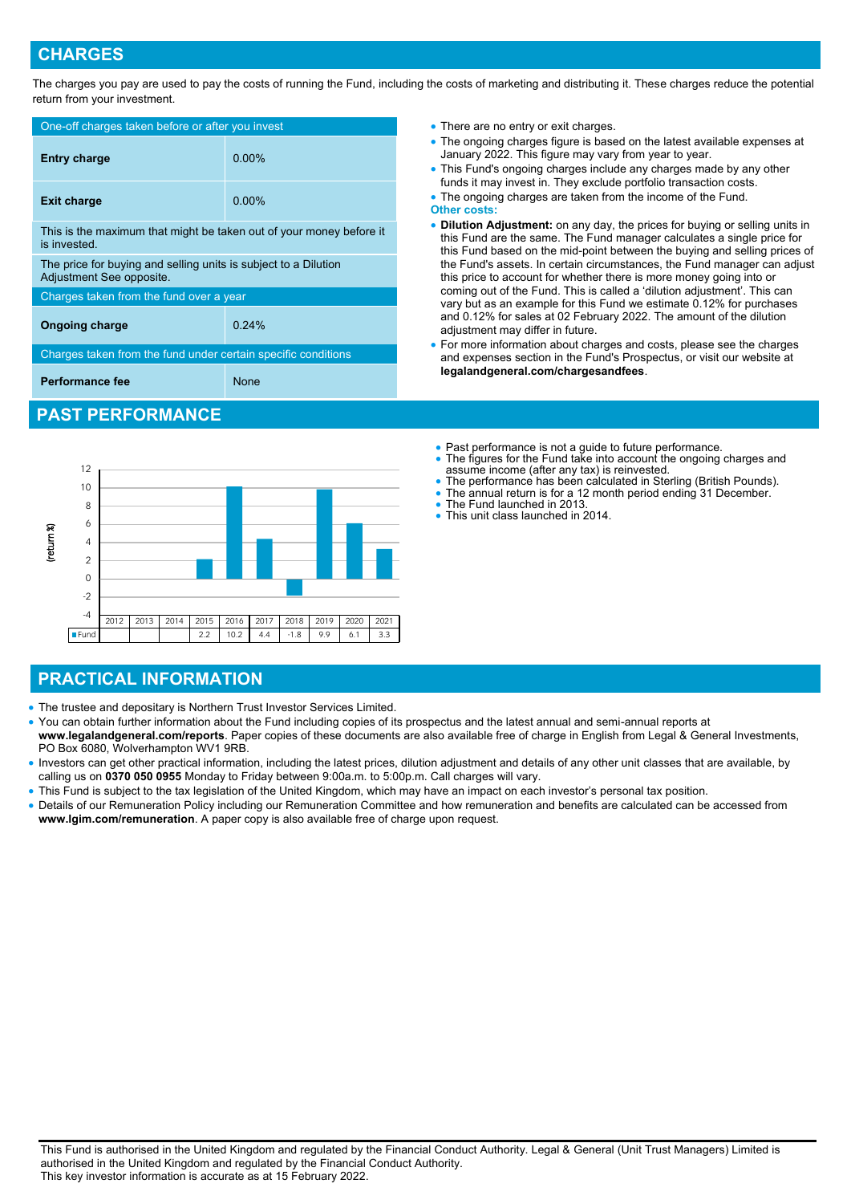## CHARGES

The charges you pay are used to pay the costs of running the Fund, including the costs of marketing and distributing it. These charges reduce the potential return from your investment.

| One-off charges taken before or after you invest | |
|---|---|
| **Entry charge** | 0.00% |
| **Exit charge** | 0.00% |
| This is the maximum that might be taken out of your money before it is invested. | |
| The price for buying and selling units is subject to a Dilution Adjustment See opposite. | |
| Charges taken from the fund over a year | |
| **Ongoing charge** | 0.24% |
| Charges taken from the fund under certain specific conditions | |
| **Performance fee** | None |

- There are no entry or exit charges.
- The ongoing charges figure is based on the latest available expenses at January 2022. This figure may vary from year to year.
- This Fund's ongoing charges include any charges made by any other funds it may invest in. They exclude portfolio transaction costs.
- The ongoing charges are taken from the income of the Fund.

**Other costs:**

- **Dilution Adjustment:** on any day, the prices for buying or selling units in this Fund are the same. The Fund manager calculates a single price for this Fund based on the mid-point between the buying and selling prices of the Fund's assets. In certain circumstances, the Fund manager can adjust this price to account for whether there is more money going into or coming out of the Fund. This is called a 'dilution adjustment'. This can vary but as an example for this Fund we estimate 0.12% for purchases and 0.12% for sales at 02 February 2022. The amount of the dilution adjustment may differ in future.
- For more information about charges and costs, please see the charges and expenses section in the Fund's Prospectus, or visit our website at **legalandgeneral.com/chargesandfees**.

## PAST PERFORMANCE

(return %)

12
10
8
6
4
2
0
-2
-4

2012 2013 2014 2015 2016 2017 2018 2019 2020 2021

Fund: 2.2 10.2 4.4 -1.8 9.9 6.1 3.3

- Past performance is not a guide to future performance.
- The figures for the Fund take into account the ongoing charges and assume income (after any tax) is reinvested.
- The performance has been calculated in Sterling (British Pounds).
- The annual return is for a 12 month period ending 31 December.
- The Fund launched in 2013.
- This unit class launched in 2014.

## PRACTICAL INFORMATION

- The trustee and depositary is Northern Trust Investor Services Limited.
- You can obtain further information about the Fund including copies of its prospectus and the latest annual and semi-annual reports at **www.legalandgeneral.com/reports**. Paper copies of these documents are also available free of charge in English from Legal & General Investments, PO Box 6080, Wolverhampton WV1 9RB.
- Investors can get other practical information, including the latest prices, dilution adjustment and details of any other unit classes that are available, by calling us on **0370 050 0955** Monday to Friday between 9:00a.m. to 5:00p.m. Call charges will vary.
- This Fund is subject to the tax legislation of the United Kingdom, which may have an impact on each investor's personal tax position.
- Details of our Remuneration Policy including our Remuneration Committee and how remuneration and benefits are calculated can be accessed from **www.lgim.com/remuneration**. A paper copy is also available free of charge upon request.

This Fund is authorised in the United Kingdom and regulated by the Financial Conduct Authority. Legal & General (Unit Trust Managers) Limited is authorised in the United Kingdom and regulated by the Financial Conduct Authority.
This key investor information is accurate as at 15 February 2022.